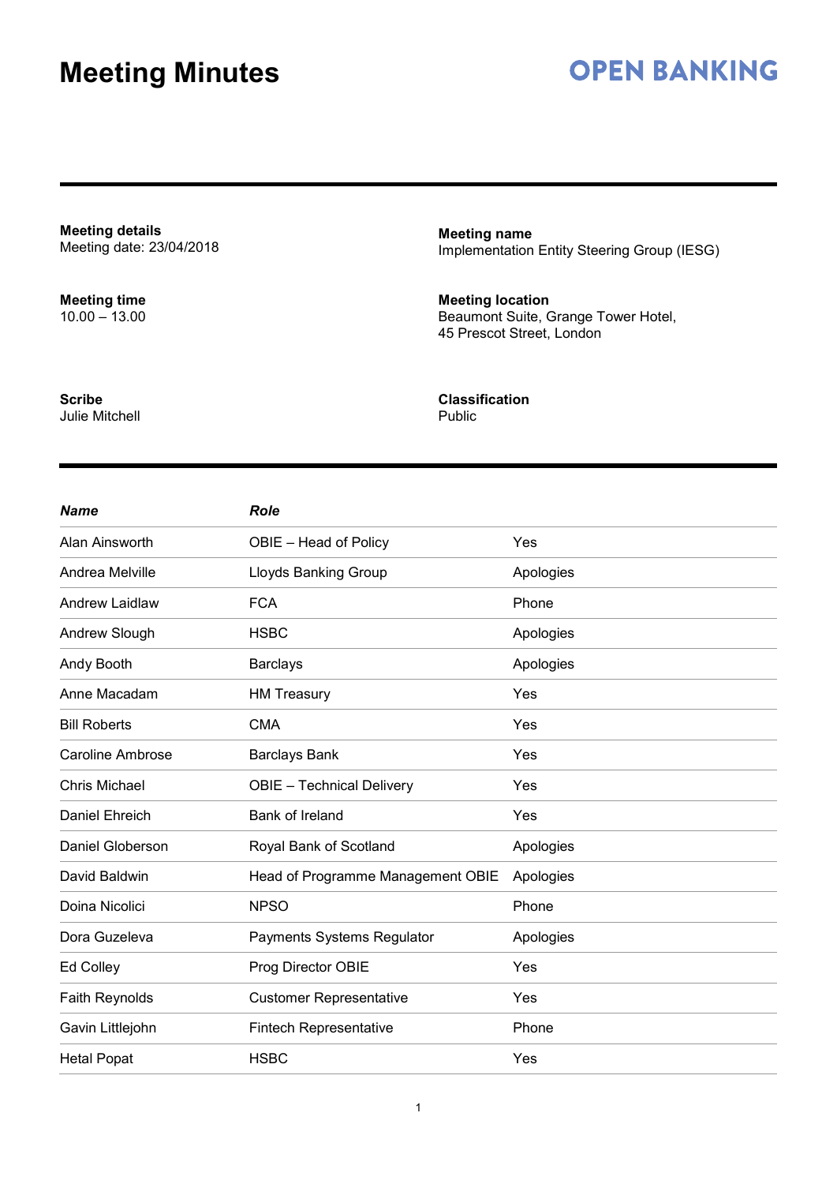# Meeting Minutes

**OPEN BANKING**

**Meeting details**
Meeting date: 23/04/2018

**Meeting name**
Implementation Entity Steering Group (IESG)

**Meeting time**
10.00 – 13.00

**Meeting location**
Beaumont Suite, Grange Tower Hotel,
45 Prescot Street, London

**Scribe**
Julie Mitchell

**Classification**
Public

| *Name* | *Role* | |
|---|---|---|
| Alan Ainsworth | OBIE – Head of Policy | Yes |
| Andrea Melville | Lloyds Banking Group | Apologies |
| Andrew Laidlaw | FCA | Phone |
| Andrew Slough | HSBC | Apologies |
| Andy Booth | Barclays | Apologies |
| Anne Macadam | HM Treasury | Yes |
| Bill Roberts | CMA | Yes |
| Caroline Ambrose | Barclays Bank | Yes |
| Chris Michael | OBIE – Technical Delivery | Yes |
| Daniel Ehreich | Bank of Ireland | Yes |
| Daniel Globerson | Royal Bank of Scotland | Apologies |
| David Baldwin | Head of Programme Management OBIE | Apologies |
| Doina Nicolici | NPSO | Phone |
| Dora Guzeleva | Payments Systems Regulator | Apologies |
| Ed Colley | Prog Director OBIE | Yes |
| Faith Reynolds | Customer Representative | Yes |
| Gavin Littlejohn | Fintech Representative | Phone |
| Hetal Popat | HSBC | Yes |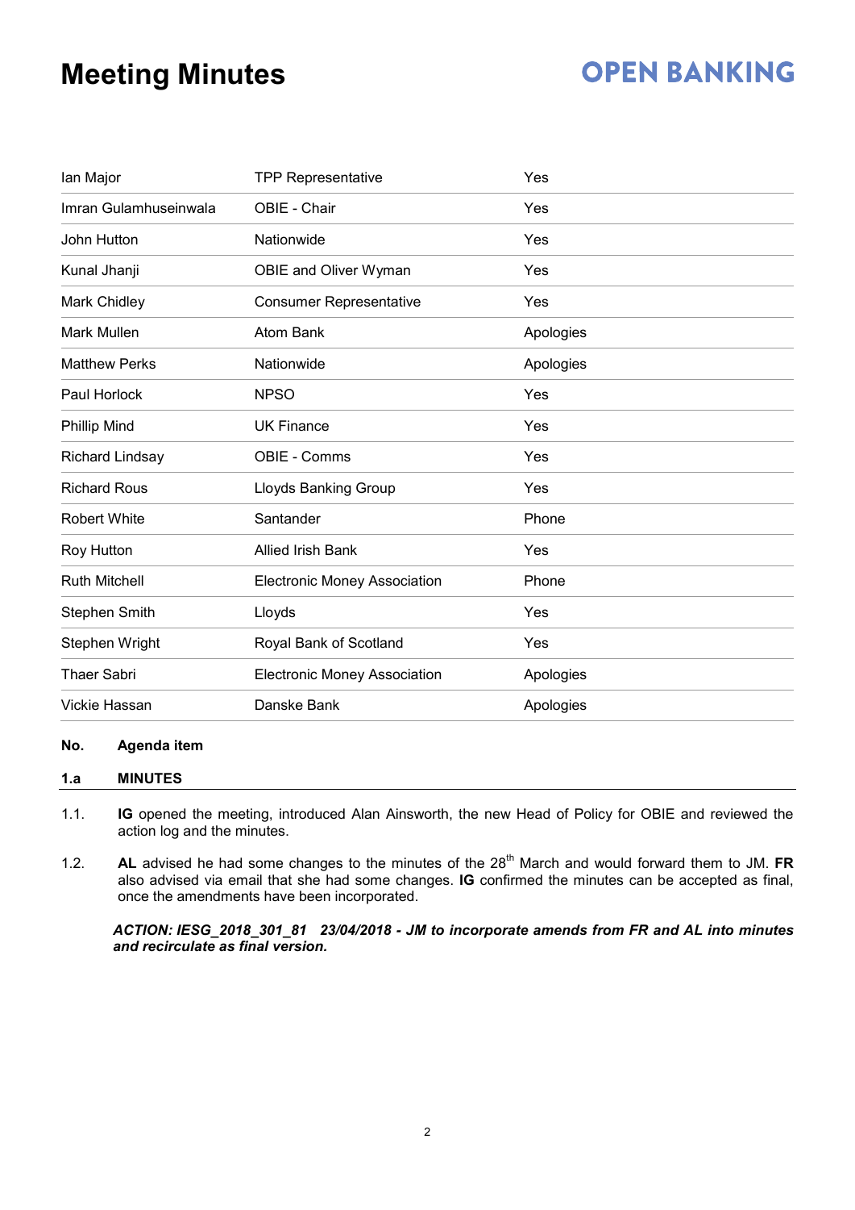# Meeting Minutes

| | | |
|---|---|---|
| Ian Major | TPP Representative | Yes |
| Imran Gulamhuseinwala | OBIE - Chair | Yes |
| John Hutton | Nationwide | Yes |
| Kunal Jhanji | OBIE and Oliver Wyman | Yes |
| Mark Chidley | Consumer Representative | Yes |
| Mark Mullen | Atom Bank | Apologies |
| Matthew Perks | Nationwide | Apologies |
| Paul Horlock | NPSO | Yes |
| Phillip Mind | UK Finance | Yes |
| Richard Lindsay | OBIE - Comms | Yes |
| Richard Rous | Lloyds Banking Group | Yes |
| Robert White | Santander | Phone |
| Roy Hutton | Allied Irish Bank | Yes |
| Ruth Mitchell | Electronic Money Association | Phone |
| Stephen Smith | Lloyds | Yes |
| Stephen Wright | Royal Bank of Scotland | Yes |
| Thaer Sabri | Electronic Money Association | Apologies |
| Vickie Hassan | Danske Bank | Apologies |

| No. | Agenda item |
|---|---|
| 1.a | MINUTES |

1.1. **IG** opened the meeting, introduced Alan Ainsworth, the new Head of Policy for OBIE and reviewed the action log and the minutes.

1.2. **AL** advised he had some changes to the minutes of the 28th March and would forward them to JM. **FR** also advised via email that she had some changes. **IG** confirmed the minutes can be accepted as final, once the amendments have been incorporated.

***ACTION: IESG_2018_301_81 23/04/2018 - JM to incorporate amends from FR and AL into minutes and recirculate as final version.***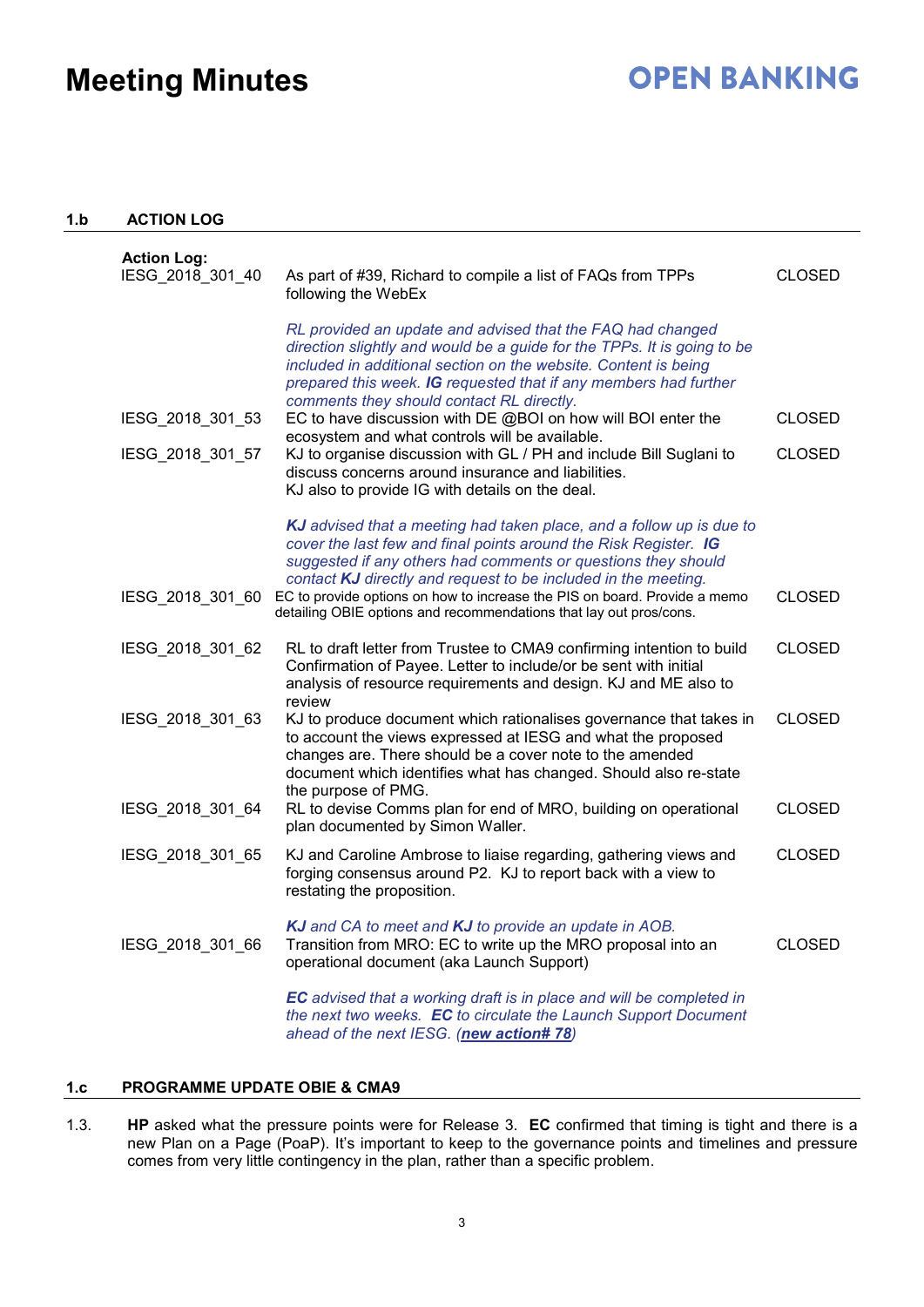# Meeting Minutes

**OPEN BANKING**

## 1.b ACTION LOG

**Action Log:**

| | | |
|---|---|---|
| IESG_2018_301_40 | As part of #39, Richard to compile a list of FAQs from TPPs following the WebEx<br><br>*RL provided an update and advised that the FAQ had changed direction slightly and would be a guide for the TPPs. It is going to be included in additional section on the website. Content is being prepared this week.* ***IG*** *requested that if any members had further comments they should contact RL directly.* | CLOSED |
| IESG_2018_301_53 | EC to have discussion with DE @BOI on how will BOI enter the ecosystem and what controls will be available. | CLOSED |
| IESG_2018_301_57 | KJ to organise discussion with GL / PH and include Bill Suglani to discuss concerns around insurance and liabilities.<br>KJ also to provide IG with details on the deal.<br><br>***KJ*** *advised that a meeting had taken place, and a follow up is due to cover the last few and final points around the Risk Register.* ***IG*** *suggested if any others had comments or questions they should contact* ***KJ*** *directly and request to be included in the meeting.* | CLOSED |
| IESG_2018_301_60 | EC to provide options on how to increase the PIS on board. Provide a memo detailing OBIE options and recommendations that lay out pros/cons. | CLOSED |
| IESG_2018_301_62 | RL to draft letter from Trustee to CMA9 confirming intention to build Confirmation of Payee. Letter to include/or be sent with initial analysis of resource requirements and design. KJ and ME also to review | CLOSED |
| IESG_2018_301_63 | KJ to produce document which rationalises governance that takes in to account the views expressed at IESG and what the proposed changes are. There should be a cover note to the amended document which identifies what has changed. Should also re-state the purpose of PMG. | CLOSED |
| IESG_2018_301_64 | RL to devise Comms plan for end of MRO, building on operational plan documented by Simon Waller. | CLOSED |
| IESG_2018_301_65 | KJ and Caroline Ambrose to liaise regarding, gathering views and forging consensus around P2. KJ to report back with a view to restating the proposition.<br><br>***KJ*** *and CA to meet and* ***KJ*** *to provide an update in AOB.* | CLOSED |
| IESG_2018_301_66 | Transition from MRO: EC to write up the MRO proposal into an operational document (aka Launch Support)<br><br>***EC*** *advised that a working draft is in place and will be completed in the next two weeks.* ***EC*** *to circulate the Launch Support Document ahead of the next IESG. (****new action# 78****)* | CLOSED |

## 1.c PROGRAMME UPDATE OBIE & CMA9

1.3. **HP** asked what the pressure points were for Release 3. **EC** confirmed that timing is tight and there is a new Plan on a Page (PoaP). It's important to keep to the governance points and timelines and pressure comes from very little contingency in the plan, rather than a specific problem.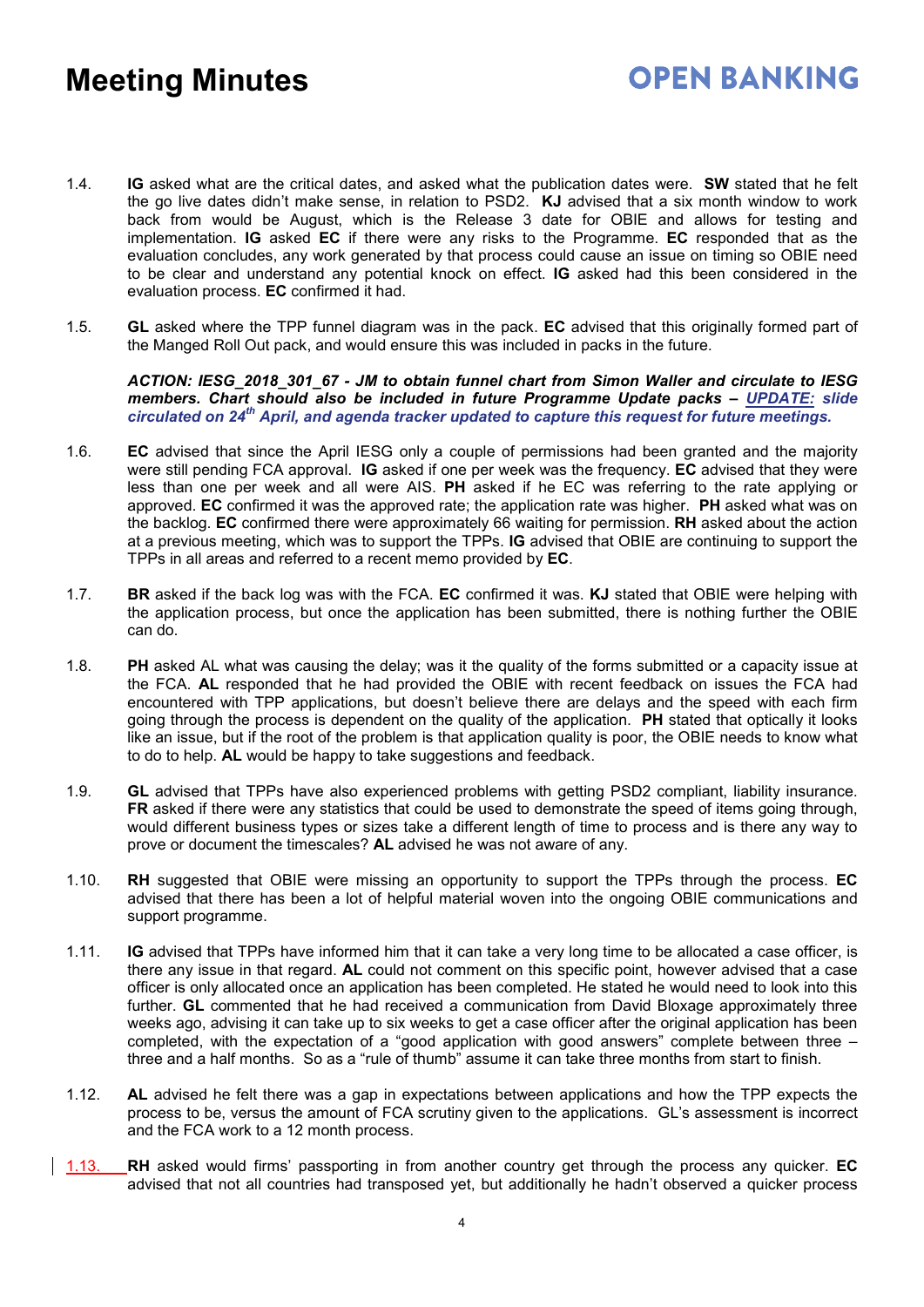1.4. **IG** asked what are the critical dates, and asked what the publication dates were. **SW** stated that he felt the go live dates didn't make sense, in relation to PSD2. **KJ** advised that a six month window to work back from would be August, which is the Release 3 date for OBIE and allows for testing and implementation. **IG** asked **EC** if there were any risks to the Programme. **EC** responded that as the evaluation concludes, any work generated by that process could cause an issue on timing so OBIE need to be clear and understand any potential knock on effect. **IG** asked had this been considered in the evaluation process. **EC** confirmed it had.

1.5. **GL** asked where the TPP funnel diagram was in the pack. **EC** advised that this originally formed part of the Manged Roll Out pack, and would ensure this was included in packs in the future.

***ACTION: IESG_2018_301_67 - JM to obtain funnel chart from Simon Waller and circulate to IESG members. Chart should also be included in future Programme Update packs – UPDATE: slide circulated on 24th April, and agenda tracker updated to capture this request for future meetings.***

1.6. **EC** advised that since the April IESG only a couple of permissions had been granted and the majority were still pending FCA approval. **IG** asked if one per week was the frequency. **EC** advised that they were less than one per week and all were AIS. **PH** asked if he EC was referring to the rate applying or approved. **EC** confirmed it was the approved rate; the application rate was higher. **PH** asked what was on the backlog. **EC** confirmed there were approximately 66 waiting for permission. **RH** asked about the action at a previous meeting, which was to support the TPPs. **IG** advised that OBIE are continuing to support the TPPs in all areas and referred to a recent memo provided by **EC**.

1.7. **BR** asked if the back log was with the FCA. **EC** confirmed it was. **KJ** stated that OBIE were helping with the application process, but once the application has been submitted, there is nothing further the OBIE can do.

1.8. **PH** asked AL what was causing the delay; was it the quality of the forms submitted or a capacity issue at the FCA. **AL** responded that he had provided the OBIE with recent feedback on issues the FCA had encountered with TPP applications, but doesn't believe there are delays and the speed with each firm going through the process is dependent on the quality of the application. **PH** stated that optically it looks like an issue, but if the root of the problem is that application quality is poor, the OBIE needs to know what to do to help. **AL** would be happy to take suggestions and feedback.

1.9. **GL** advised that TPPs have also experienced problems with getting PSD2 compliant, liability insurance. **FR** asked if there were any statistics that could be used to demonstrate the speed of items going through, would different business types or sizes take a different length of time to process and is there any way to prove or document the timescales? **AL** advised he was not aware of any.

1.10. **RH** suggested that OBIE were missing an opportunity to support the TPPs through the process. **EC** advised that there has been a lot of helpful material woven into the ongoing OBIE communications and support programme.

1.11. **IG** advised that TPPs have informed him that it can take a very long time to be allocated a case officer, is there any issue in that regard. **AL** could not comment on this specific point, however advised that a case officer is only allocated once an application has been completed. He stated he would need to look into this further. **GL** commented that he had received a communication from David Bloxage approximately three weeks ago, advising it can take up to six weeks to get a case officer after the original application has been completed, with the expectation of a "good application with good answers" complete between three – three and a half months. So as a "rule of thumb" assume it can take three months from start to finish.

1.12. **AL** advised he felt there was a gap in expectations between applications and how the TPP expects the process to be, versus the amount of FCA scrutiny given to the applications. GL's assessment is incorrect and the FCA work to a 12 month process.

1.13. **RH** asked would firms' passporting in from another country get through the process any quicker. **EC** advised that not all countries had transposed yet, but additionally he hadn't observed a quicker process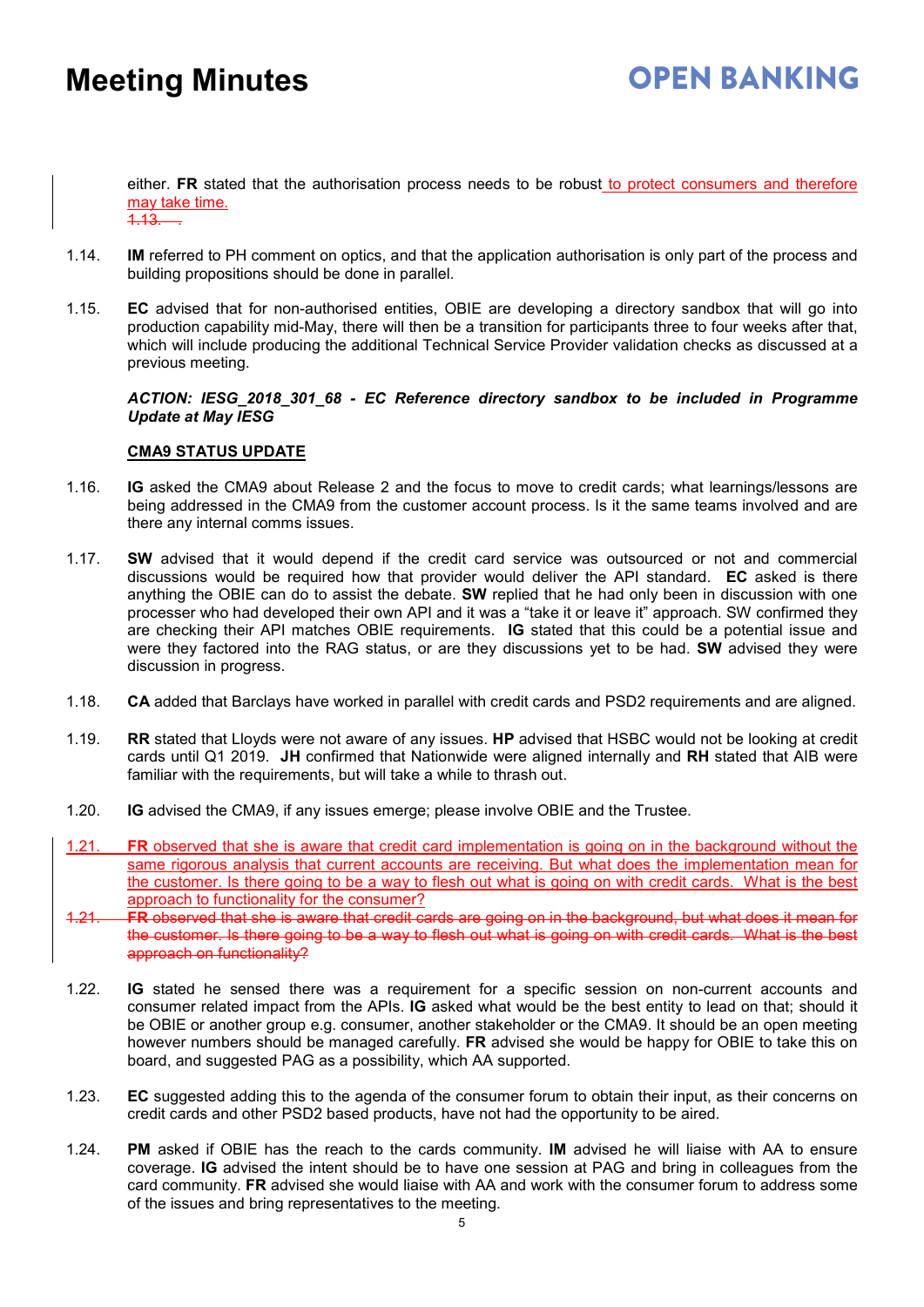either. **FR** stated that the authorisation process needs to be robust to protect consumers and therefore may take time.

~~1.13. .~~

1.14. **IM** referred to PH comment on optics, and that the application authorisation is only part of the process and building propositions should be done in parallel.

1.15. **EC** advised that for non-authorised entities, OBIE are developing a directory sandbox that will go into production capability mid-May, there will then be a transition for participants three to four weeks after that, which will include producing the additional Technical Service Provider validation checks as discussed at a previous meeting.

***ACTION: IESG_2018_301_68 - EC Reference directory sandbox to be included in Programme Update at May IESG***

**CMA9 STATUS UPDATE**

1.16. **IG** asked the CMA9 about Release 2 and the focus to move to credit cards; what learnings/lessons are being addressed in the CMA9 from the customer account process. Is it the same teams involved and are there any internal comms issues.

1.17. **SW** advised that it would depend if the credit card service was outsourced or not and commercial discussions would be required how that provider would deliver the API standard. **EC** asked is there anything the OBIE can do to assist the debate. **SW** replied that he had only been in discussion with one processer who had developed their own API and it was a "take it or leave it" approach. SW confirmed they are checking their API matches OBIE requirements. **IG** stated that this could be a potential issue and were they factored into the RAG status, or are they discussions yet to be had. **SW** advised they were discussion in progress.

1.18. **CA** added that Barclays have worked in parallel with credit cards and PSD2 requirements and are aligned.

1.19. **RR** stated that Lloyds were not aware of any issues. **HP** advised that HSBC would not be looking at credit cards until Q1 2019. **JH** confirmed that Nationwide were aligned internally and **RH** stated that AIB were familiar with the requirements, but will take a while to thrash out.

1.20. **IG** advised the CMA9, if any issues emerge; please involve OBIE and the Trustee.

1.21. **FR** observed that she is aware that credit card implementation is going on in the background without the same rigorous analysis that current accounts are receiving. But what does the implementation mean for the customer. Is there going to be a way to flesh out what is going on with credit cards. What is the best approach to functionality for the consumer?

~~1.21. **FR** observed that she is aware that credit cards are going on in the background, but what does it mean for the customer. Is there going to be a way to flesh out what is going on with credit cards. What is the best approach on functionality?~~

1.22. **IG** stated he sensed there was a requirement for a specific session on non-current accounts and consumer related impact from the APIs. **IG** asked what would be the best entity to lead on that; should it be OBIE or another group e.g. consumer, another stakeholder or the CMA9. It should be an open meeting however numbers should be managed carefully. **FR** advised she would be happy for OBIE to take this on board, and suggested PAG as a possibility, which AA supported.

1.23. **EC** suggested adding this to the agenda of the consumer forum to obtain their input, as their concerns on credit cards and other PSD2 based products, have not had the opportunity to be aired.

1.24. **PM** asked if OBIE has the reach to the cards community. **IM** advised he will liaise with AA to ensure coverage. **IG** advised the intent should be to have one session at PAG and bring in colleagues from the card community. **FR** advised she would liaise with AA and work with the consumer forum to address some of the issues and bring representatives to the meeting.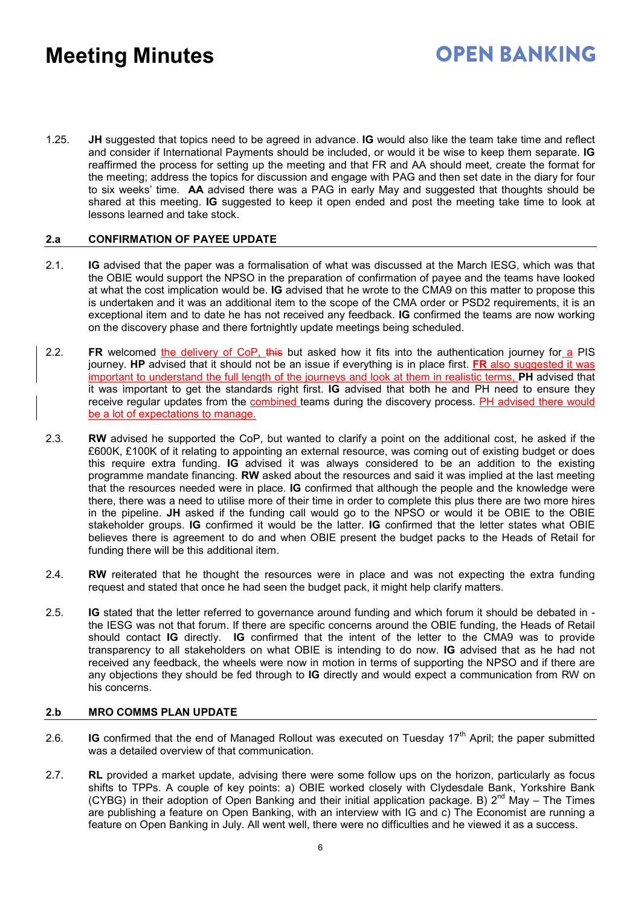1.25. **JH** suggested that topics need to be agreed in advance. **IG** would also like the team take time and reflect and consider if International Payments should be included, or would it be wise to keep them separate. **IG** reaffirmed the process for setting up the meeting and that FR and AA should meet, create the format for the meeting; address the topics for discussion and engage with PAG and then set date in the diary for four to six weeks' time. **AA** advised there was a PAG in early May and suggested that thoughts should be shared at this meeting. **IG** suggested to keep it open ended and post the meeting take time to look at lessons learned and take stock.

## 2.a CONFIRMATION OF PAYEE UPDATE

2.1. **IG** advised that the paper was a formalisation of what was discussed at the March IESG, which was that the OBIE would support the NPSO in the preparation of confirmation of payee and the teams have looked at what the cost implication would be. **IG** advised that he wrote to the CMA9 on this matter to propose this is undertaken and it was an additional item to the scope of the CMA order or PSD2 requirements, it is an exceptional item and to date he has not received any feedback. **IG** confirmed the teams are now working on the discovery phase and there fortnightly update meetings being scheduled.

2.2. **FR** welcomed the delivery of CoP, ~~this~~ but asked how it fits into the authentication journey for a PIS journey. **HP** advised that it should not be an issue if everything is in place first. **FR** also suggested it was important to understand the full length of the journeys and look at them in realistic terms, **PH** advised that it was important to get the standards right first. **IG** advised that both he and PH need to ensure they receive regular updates from the combined teams during the discovery process. PH advised there would be a lot of expectations to manage.

2.3. **RW** advised he supported the CoP, but wanted to clarify a point on the additional cost, he asked if the £600K, £100K of it relating to appointing an external resource, was coming out of existing budget or does this require extra funding. **IG** advised it was always considered to be an addition to the existing programme mandate financing. **RW** asked about the resources and said it was implied at the last meeting that the resources needed were in place. **IG** confirmed that although the people and the knowledge were there, there was a need to utilise more of their time in order to complete this plus there are two more hires in the pipeline. **JH** asked if the funding call would go to the NPSO or would it be OBIE to the OBIE stakeholder groups. **IG** confirmed it would be the latter. **IG** confirmed that the letter states what OBIE believes there is agreement to do and when OBIE present the budget packs to the Heads of Retail for funding there will be this additional item.

2.4. **RW** reiterated that he thought the resources were in place and was not expecting the extra funding request and stated that once he had seen the budget pack, it might help clarify matters.

2.5. **IG** stated that the letter referred to governance around funding and which forum it should be debated in - the IESG was not that forum. If there are specific concerns around the OBIE funding, the Heads of Retail should contact **IG** directly. **IG** confirmed that the intent of the letter to the CMA9 was to provide transparency to all stakeholders on what OBIE is intending to do now. **IG** advised that as he had not received any feedback, the wheels were now in motion in terms of supporting the NPSO and if there are any objections they should be fed through to **IG** directly and would expect a communication from RW on his concerns.

## 2.b MRO COMMS PLAN UPDATE

2.6. **IG** confirmed that the end of Managed Rollout was executed on Tuesday 17th April; the paper submitted was a detailed overview of that communication.

2.7. **RL** provided a market update, advising there were some follow ups on the horizon, particularly as focus shifts to TPPs. A couple of key points: a) OBIE worked closely with Clydesdale Bank, Yorkshire Bank (CYBG) in their adoption of Open Banking and their initial application package. B) 2nd May – The Times are publishing a feature on Open Banking, with an interview with IG and c) The Economist are running a feature on Open Banking in July. All went well, there were no difficulties and he viewed it as a success.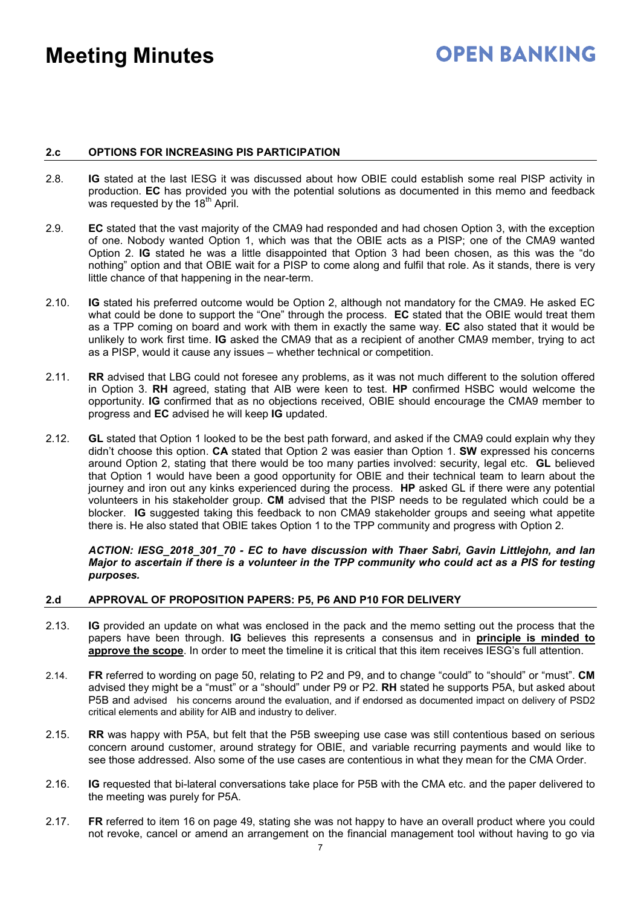### 2.c OPTIONS FOR INCREASING PIS PARTICIPATION

2.8. **IG** stated at the last IESG it was discussed about how OBIE could establish some real PISP activity in production. **EC** has provided you with the potential solutions as documented in this memo and feedback was requested by the 18th April.

2.9. **EC** stated that the vast majority of the CMA9 had responded and had chosen Option 3, with the exception of one. Nobody wanted Option 1, which was that the OBIE acts as a PISP; one of the CMA9 wanted Option 2. **IG** stated he was a little disappointed that Option 3 had been chosen, as this was the "do nothing" option and that OBIE wait for a PISP to come along and fulfil that role. As it stands, there is very little chance of that happening in the near-term.

2.10. **IG** stated his preferred outcome would be Option 2, although not mandatory for the CMA9. He asked EC what could be done to support the "One" through the process. **EC** stated that the OBIE would treat them as a TPP coming on board and work with them in exactly the same way. **EC** also stated that it would be unlikely to work first time. **IG** asked the CMA9 that as a recipient of another CMA9 member, trying to act as a PISP, would it cause any issues – whether technical or competition.

2.11. **RR** advised that LBG could not foresee any problems, as it was not much different to the solution offered in Option 3. **RH** agreed, stating that AIB were keen to test. **HP** confirmed HSBC would welcome the opportunity. **IG** confirmed that as no objections received, OBIE should encourage the CMA9 member to progress and **EC** advised he will keep **IG** updated.

2.12. **GL** stated that Option 1 looked to be the best path forward, and asked if the CMA9 could explain why they didn't choose this option. **CA** stated that Option 2 was easier than Option 1. **SW** expressed his concerns around Option 2, stating that there would be too many parties involved: security, legal etc. **GL** believed that Option 1 would have been a good opportunity for OBIE and their technical team to learn about the journey and iron out any kinks experienced during the process. **HP** asked GL if there were any potential volunteers in his stakeholder group. **CM** advised that the PISP needs to be regulated which could be a blocker. **IG** suggested taking this feedback to non CMA9 stakeholder groups and seeing what appetite there is. He also stated that OBIE takes Option 1 to the TPP community and progress with Option 2.

***ACTION: IESG_2018_301_70 - EC to have discussion with Thaer Sabri, Gavin Littlejohn, and Ian Major to ascertain if there is a volunteer in the TPP community who could act as a PIS for testing purposes.***

### 2.d APPROVAL OF PROPOSITION PAPERS: P5, P6 AND P10 FOR DELIVERY

2.13. **IG** provided an update on what was enclosed in the pack and the memo setting out the process that the papers have been through. **IG** believes this represents a consensus and in **<u>principle is minded to approve the scope</u>**. In order to meet the timeline it is critical that this item receives IESG's full attention.

2.14. **FR** referred to wording on page 50, relating to P2 and P9, and to change "could" to "should" or "must". **CM** advised they might be a "must" or a "should" under P9 or P2. **RH** stated he supports P5A, but asked about P5B and advised his concerns around the evaluation, and if endorsed as documented impact on delivery of PSD2 critical elements and ability for AIB and industry to deliver.

2.15. **RR** was happy with P5A, but felt that the P5B sweeping use case was still contentious based on serious concern around customer, around strategy for OBIE, and variable recurring payments and would like to see those addressed. Also some of the use cases are contentious in what they mean for the CMA Order.

2.16. **IG** requested that bi-lateral conversations take place for P5B with the CMA etc. and the paper delivered to the meeting was purely for P5A.

2.17. **FR** referred to item 16 on page 49, stating she was not happy to have an overall product where you could not revoke, cancel or amend an arrangement on the financial management tool without having to go via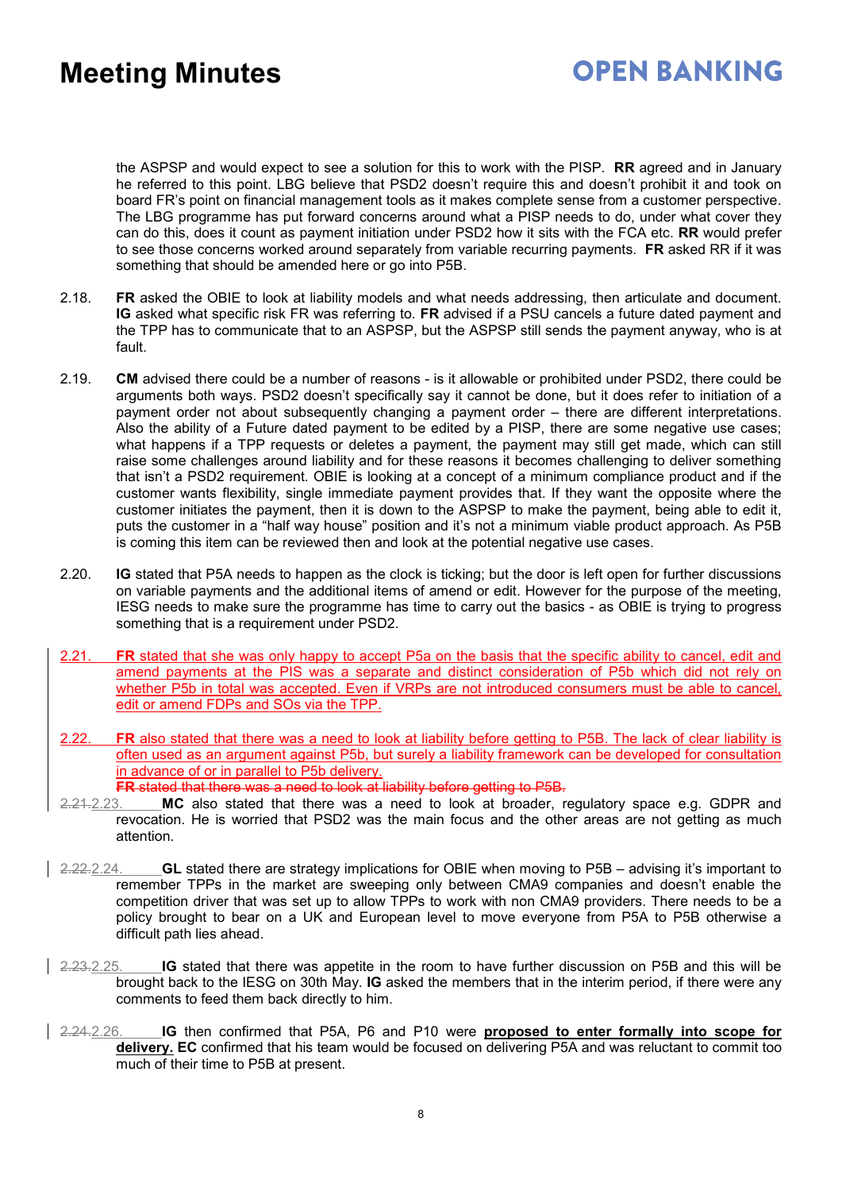the ASPSP and would expect to see a solution for this to work with the PISP. **RR** agreed and in January he referred to this point. LBG believe that PSD2 doesn't require this and doesn't prohibit it and took on board FR's point on financial management tools as it makes complete sense from a customer perspective. The LBG programme has put forward concerns around what a PISP needs to do, under what cover they can do this, does it count as payment initiation under PSD2 how it sits with the FCA etc. **RR** would prefer to see those concerns worked around separately from variable recurring payments. **FR** asked RR if it was something that should be amended here or go into P5B.

2.18. **FR** asked the OBIE to look at liability models and what needs addressing, then articulate and document. **IG** asked what specific risk FR was referring to. **FR** advised if a PSU cancels a future dated payment and the TPP has to communicate that to an ASPSP, but the ASPSP still sends the payment anyway, who is at fault.

2.19. **CM** advised there could be a number of reasons - is it allowable or prohibited under PSD2, there could be arguments both ways. PSD2 doesn't specifically say it cannot be done, but it does refer to initiation of a payment order not about subsequently changing a payment order – there are different interpretations. Also the ability of a Future dated payment to be edited by a PISP, there are some negative use cases; what happens if a TPP requests or deletes a payment, the payment may still get made, which can still raise some challenges around liability and for these reasons it becomes challenging to deliver something that isn't a PSD2 requirement. OBIE is looking at a concept of a minimum compliance product and if the customer wants flexibility, single immediate payment provides that. If they want the opposite where the customer initiates the payment, then it is down to the ASPSP to make the payment, being able to edit it, puts the customer in a "half way house" position and it's not a minimum viable product approach. As P5B is coming this item can be reviewed then and look at the potential negative use cases.

2.20. **IG** stated that P5A needs to happen as the clock is ticking; but the door is left open for further discussions on variable payments and the additional items of amend or edit. However for the purpose of the meeting, IESG needs to make sure the programme has time to carry out the basics - as OBIE is trying to progress something that is a requirement under PSD2.

2.21. **FR** stated that she was only happy to accept P5a on the basis that the specific ability to cancel, edit and amend payments at the PIS was a separate and distinct consideration of P5b which did not rely on whether P5b in total was accepted. Even if VRPs are not introduced consumers must be able to cancel, edit or amend FDPs and SOs via the TPP.

2.22. **FR** also stated that there was a need to look at liability before getting to P5B. The lack of clear liability is often used as an argument against P5b, but surely a liability framework can be developed for consultation in advance of or in parallel to P5b delivery.

~~**FR** stated that there was a need to look at liability before getting to P5B.~~

~~2.21.~~2.23. **MC** also stated that there was a need to look at broader, regulatory space e.g. GDPR and revocation. He is worried that PSD2 was the main focus and the other areas are not getting as much attention.

~~2.22.~~2.24. **GL** stated there are strategy implications for OBIE when moving to P5B – advising it's important to remember TPPs in the market are sweeping only between CMA9 companies and doesn't enable the competition driver that was set up to allow TPPs to work with non CMA9 providers. There needs to be a policy brought to bear on a UK and European level to move everyone from P5A to P5B otherwise a difficult path lies ahead.

~~2.23.~~2.25. **IG** stated that there was appetite in the room to have further discussion on P5B and this will be brought back to the IESG on 30th May. **IG** asked the members that in the interim period, if there were any comments to feed them back directly to him.

~~2.24.~~2.26. **IG** then confirmed that P5A, P6 and P10 were **proposed to enter formally into scope for delivery.** **EC** confirmed that his team would be focused on delivering P5A and was reluctant to commit too much of their time to P5B at present.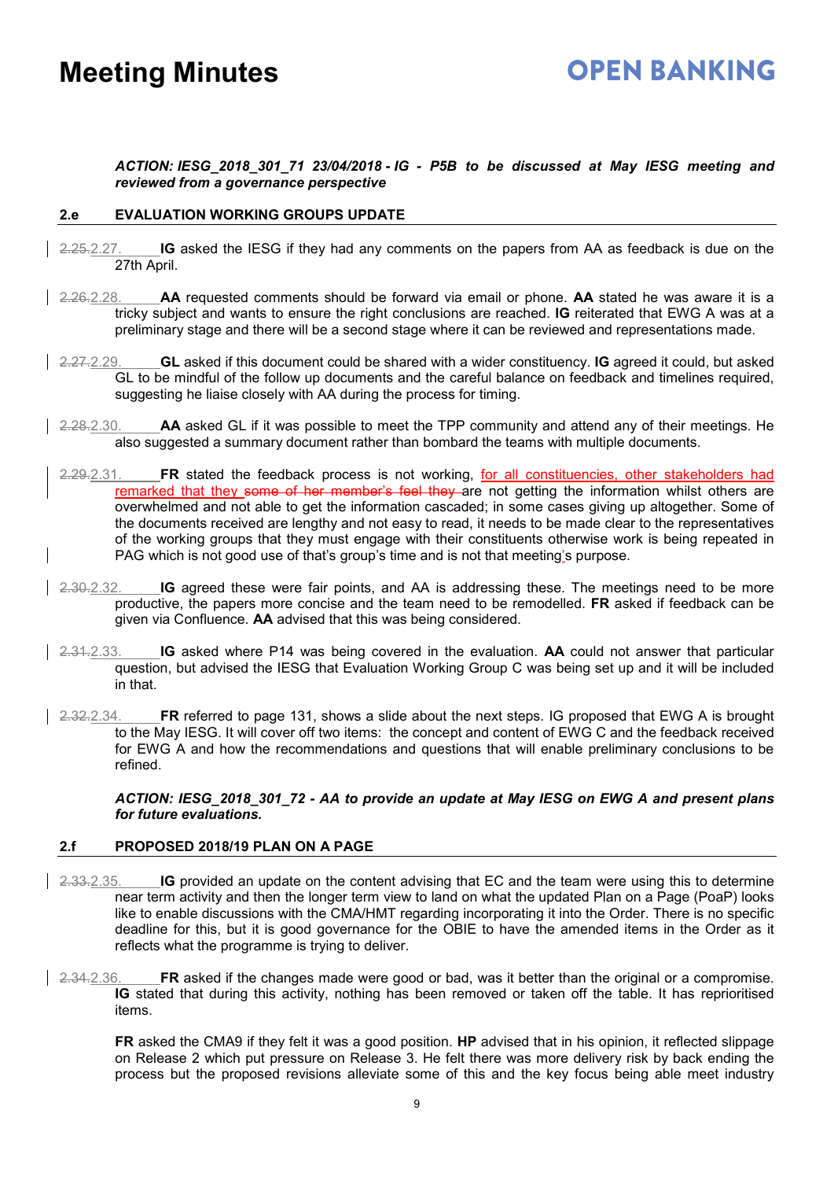***ACTION: IESG_2018_301_71 23/04/2018 - IG - P5B to be discussed at May IESG meeting and reviewed from a governance perspective***

### 2.e EVALUATION WORKING GROUPS UPDATE

~~2.25.~~2.27. **IG** asked the IESG if they had any comments on the papers from AA as feedback is due on the 27th April.

~~2.26.~~2.28. **AA** requested comments should be forward via email or phone. **AA** stated he was aware it is a tricky subject and wants to ensure the right conclusions are reached. **IG** reiterated that EWG A was at a preliminary stage and there will be a second stage where it can be reviewed and representations made.

~~2.27.~~2.29. **GL** asked if this document could be shared with a wider constituency. **IG** agreed it could, but asked GL to be mindful of the follow up documents and the careful balance on feedback and timelines required, suggesting he liaise closely with AA during the process for timing.

~~2.28.~~2.30. **AA** asked GL if it was possible to meet the TPP community and attend any of their meetings. He also suggested a summary document rather than bombard the teams with multiple documents.

~~2.29.~~2.31. **FR** stated the feedback process is not working, for all constituencies, other stakeholders had remarked that they ~~some of her member's feel they~~ are not getting the information whilst others are overwhelmed and not able to get the information cascaded; in some cases giving up altogether. Some of the documents received are lengthy and not easy to read, it needs to be made clear to the representatives of the working groups that they must engage with their constituents otherwise work is being repeated in PAG which is not good use of that's group's time and is not that meeting's purpose.

~~2.30.~~2.32. **IG** agreed these were fair points, and AA is addressing these. The meetings need to be more productive, the papers more concise and the team need to be remodelled. **FR** asked if feedback can be given via Confluence. **AA** advised that this was being considered.

~~2.31.~~2.33. **IG** asked where P14 was being covered in the evaluation. **AA** could not answer that particular question, but advised the IESG that Evaluation Working Group C was being set up and it will be included in that.

~~2.32.~~2.34. **FR** referred to page 131, shows a slide about the next steps. IG proposed that EWG A is brought to the May IESG. It will cover off two items: the concept and content of EWG C and the feedback received for EWG A and how the recommendations and questions that will enable preliminary conclusions to be refined.

***ACTION: IESG_2018_301_72 - AA to provide an update at May IESG on EWG A and present plans for future evaluations.***

### 2.f PROPOSED 2018/19 PLAN ON A PAGE

~~2.33.~~2.35. **IG** provided an update on the content advising that EC and the team were using this to determine near term activity and then the longer term view to land on what the updated Plan on a Page (PoaP) looks like to enable discussions with the CMA/HMT regarding incorporating it into the Order. There is no specific deadline for this, but it is good governance for the OBIE to have the amended items in the Order as it reflects what the programme is trying to deliver.

~~2.34.~~2.36. **FR** asked if the changes made were good or bad, was it better than the original or a compromise. **IG** stated that during this activity, nothing has been removed or taken off the table. It has reprioritised items.

**FR** asked the CMA9 if they felt it was a good position. **HP** advised that in his opinion, it reflected slippage on Release 2 which put pressure on Release 3. He felt there was more delivery risk by back ending the process but the proposed revisions alleviate some of this and the key focus being able meet industry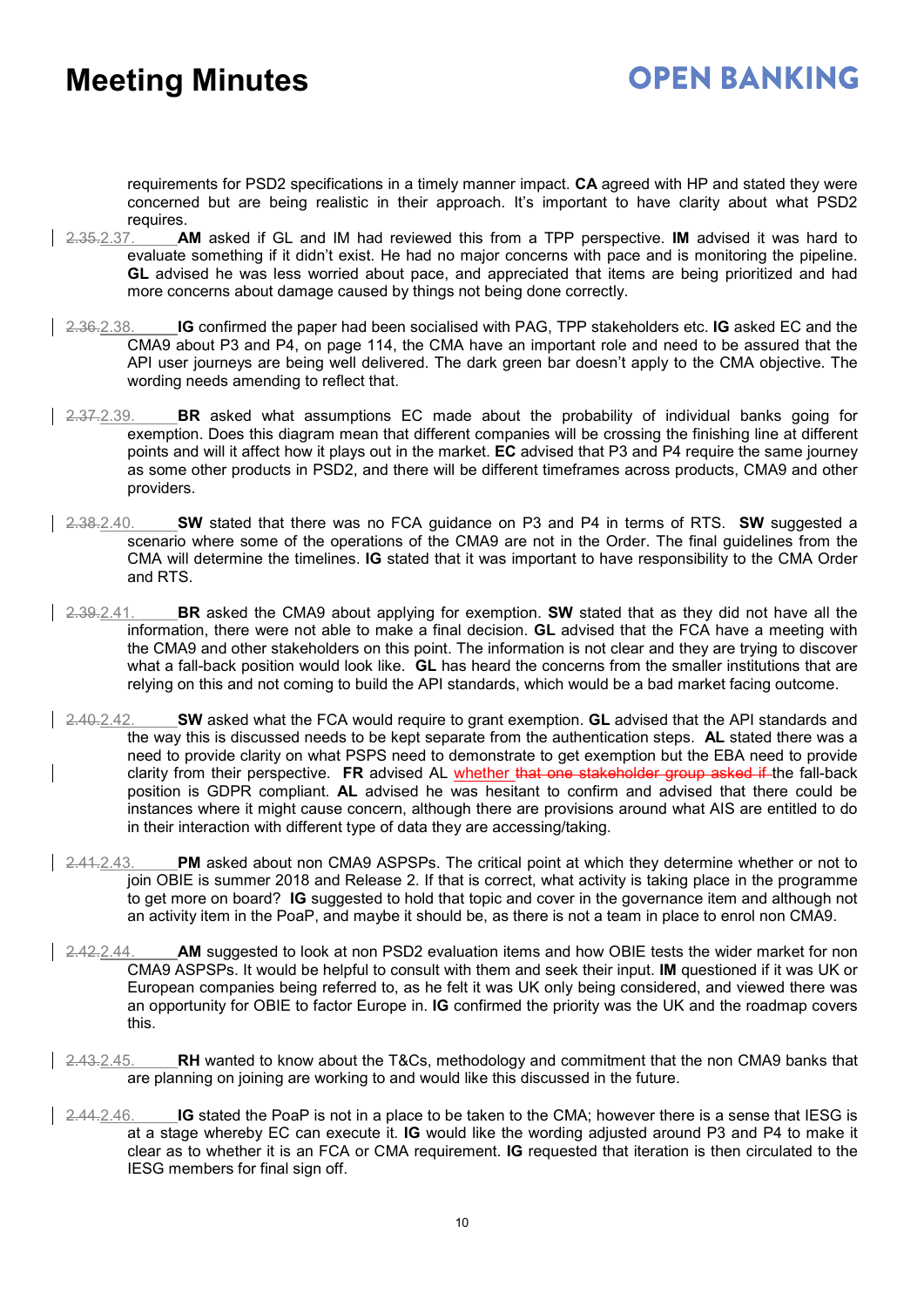requirements for PSD2 specifications in a timely manner impact. **CA** agreed with HP and stated they were concerned but are being realistic in their approach. It's important to have clarity about what PSD2 requires.

~~2.35.~~2.37. **AM** asked if GL and IM had reviewed this from a TPP perspective. **IM** advised it was hard to evaluate something if it didn't exist. He had no major concerns with pace and is monitoring the pipeline. **GL** advised he was less worried about pace, and appreciated that items are being prioritized and had more concerns about damage caused by things not being done correctly.

~~2.36.~~2.38. **IG** confirmed the paper had been socialised with PAG, TPP stakeholders etc. **IG** asked EC and the CMA9 about P3 and P4, on page 114, the CMA have an important role and need to be assured that the API user journeys are being well delivered. The dark green bar doesn't apply to the CMA objective. The wording needs amending to reflect that.

~~2.37.~~2.39. **BR** asked what assumptions EC made about the probability of individual banks going for exemption. Does this diagram mean that different companies will be crossing the finishing line at different points and will it affect how it plays out in the market. **EC** advised that P3 and P4 require the same journey as some other products in PSD2, and there will be different timeframes across products, CMA9 and other providers.

~~2.38.~~2.40. **SW** stated that there was no FCA guidance on P3 and P4 in terms of RTS. **SW** suggested a scenario where some of the operations of the CMA9 are not in the Order. The final guidelines from the CMA will determine the timelines. **IG** stated that it was important to have responsibility to the CMA Order and RTS.

~~2.39.~~2.41. **BR** asked the CMA9 about applying for exemption. **SW** stated that as they did not have all the information, there were not able to make a final decision. **GL** advised that the FCA have a meeting with the CMA9 and other stakeholders on this point. The information is not clear and they are trying to discover what a fall-back position would look like. **GL** has heard the concerns from the smaller institutions that are relying on this and not coming to build the API standards, which would be a bad market facing outcome.

~~2.40.~~2.42. **SW** asked what the FCA would require to grant exemption. **GL** advised that the API standards and the way this is discussed needs to be kept separate from the authentication steps. **AL** stated there was a need to provide clarity on what PSPS need to demonstrate to get exemption but the EBA need to provide clarity from their perspective. **FR** advised AL whether ~~that one stakeholder group asked if~~ the fall-back position is GDPR compliant. **AL** advised he was hesitant to confirm and advised that there could be instances where it might cause concern, although there are provisions around what AIS are entitled to do in their interaction with different type of data they are accessing/taking.

~~2.41.~~2.43. **PM** asked about non CMA9 ASPSPs. The critical point at which they determine whether or not to join OBIE is summer 2018 and Release 2. If that is correct, what activity is taking place in the programme to get more on board? **IG** suggested to hold that topic and cover in the governance item and although not an activity item in the PoaP, and maybe it should be, as there is not a team in place to enrol non CMA9.

~~2.42.~~2.44. **AM** suggested to look at non PSD2 evaluation items and how OBIE tests the wider market for non CMA9 ASPSPs. It would be helpful to consult with them and seek their input. **IM** questioned if it was UK or European companies being referred to, as he felt it was UK only being considered, and viewed there was an opportunity for OBIE to factor Europe in. **IG** confirmed the priority was the UK and the roadmap covers this.

~~2.43.~~2.45. **RH** wanted to know about the T&Cs, methodology and commitment that the non CMA9 banks that are planning on joining are working to and would like this discussed in the future.

~~2.44.~~2.46. **IG** stated the PoaP is not in a place to be taken to the CMA; however there is a sense that IESG is at a stage whereby EC can execute it. **IG** would like the wording adjusted around P3 and P4 to make it clear as to whether it is an FCA or CMA requirement. **IG** requested that iteration is then circulated to the IESG members for final sign off.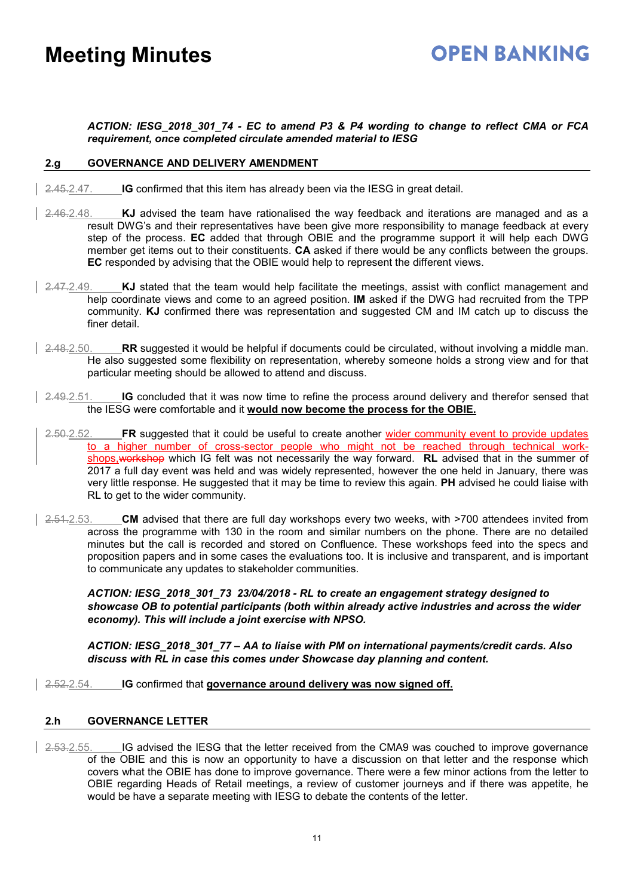***ACTION: IESG_2018_301_74 - EC to amend P3 & P4 wording to change to reflect CMA or FCA requirement, once completed circulate amended material to IESG***

## 2.g GOVERNANCE AND DELIVERY AMENDMENT

~~2.45.~~2.47. **IG** confirmed that this item has already been via the IESG in great detail.

~~2.46.~~2.48. **KJ** advised the team have rationalised the way feedback and iterations are managed and as a result DWG's and their representatives have been give more responsibility to manage feedback at every step of the process. **EC** added that through OBIE and the programme support it will help each DWG member get items out to their constituents. **CA** asked if there would be any conflicts between the groups. **EC** responded by advising that the OBIE would help to represent the different views.

~~2.47.~~2.49. **KJ** stated that the team would help facilitate the meetings, assist with conflict management and help coordinate views and come to an agreed position. **IM** asked if the DWG had recruited from the TPP community. **KJ** confirmed there was representation and suggested CM and IM catch up to discuss the finer detail.

~~2.48.~~2.50. **RR** suggested it would be helpful if documents could be circulated, without involving a middle man. He also suggested some flexibility on representation, whereby someone holds a strong view and for that particular meeting should be allowed to attend and discuss.

~~2.49.~~2.51. **IG** concluded that it was now time to refine the process around delivery and therefor sensed that the IESG were comfortable and it **would now become the process for the OBIE.**

~~2.50.~~2.52. **FR** suggested that it could be useful to create another wider community event to provide updates to a higher number of cross-sector people who might not be reached through technical work-shops,~~workshop~~ which IG felt was not necessarily the way forward. **RL** advised that in the summer of 2017 a full day event was held and was widely represented, however the one held in January, there was very little response. He suggested that it may be time to review this again. **PH** advised he could liaise with RL to get to the wider community.

~~2.51.~~2.53. **CM** advised that there are full day workshops every two weeks, with >700 attendees invited from across the programme with 130 in the room and similar numbers on the phone. There are no detailed minutes but the call is recorded and stored on Confluence. These workshops feed into the specs and proposition papers and in some cases the evaluations too. It is inclusive and transparent, and is important to communicate any updates to stakeholder communities.

***ACTION: IESG_2018_301_73 23/04/2018 - RL to create an engagement strategy designed to showcase OB to potential participants (both within already active industries and across the wider economy). This will include a joint exercise with NPSO.***

***ACTION: IESG_2018_301_77 – AA to liaise with PM on international payments/credit cards. Also discuss with RL in case this comes under Showcase day planning and content.***

~~2.52.~~2.54. **IG** confirmed that **governance around delivery was now signed off.**

## 2.h GOVERNANCE LETTER

~~2.53.~~2.55. IG advised the IESG that the letter received from the CMA9 was couched to improve governance of the OBIE and this is now an opportunity to have a discussion on that letter and the response which covers what the OBIE has done to improve governance. There were a few minor actions from the letter to OBIE regarding Heads of Retail meetings, a review of customer journeys and if there was appetite, he would be have a separate meeting with IESG to debate the contents of the letter.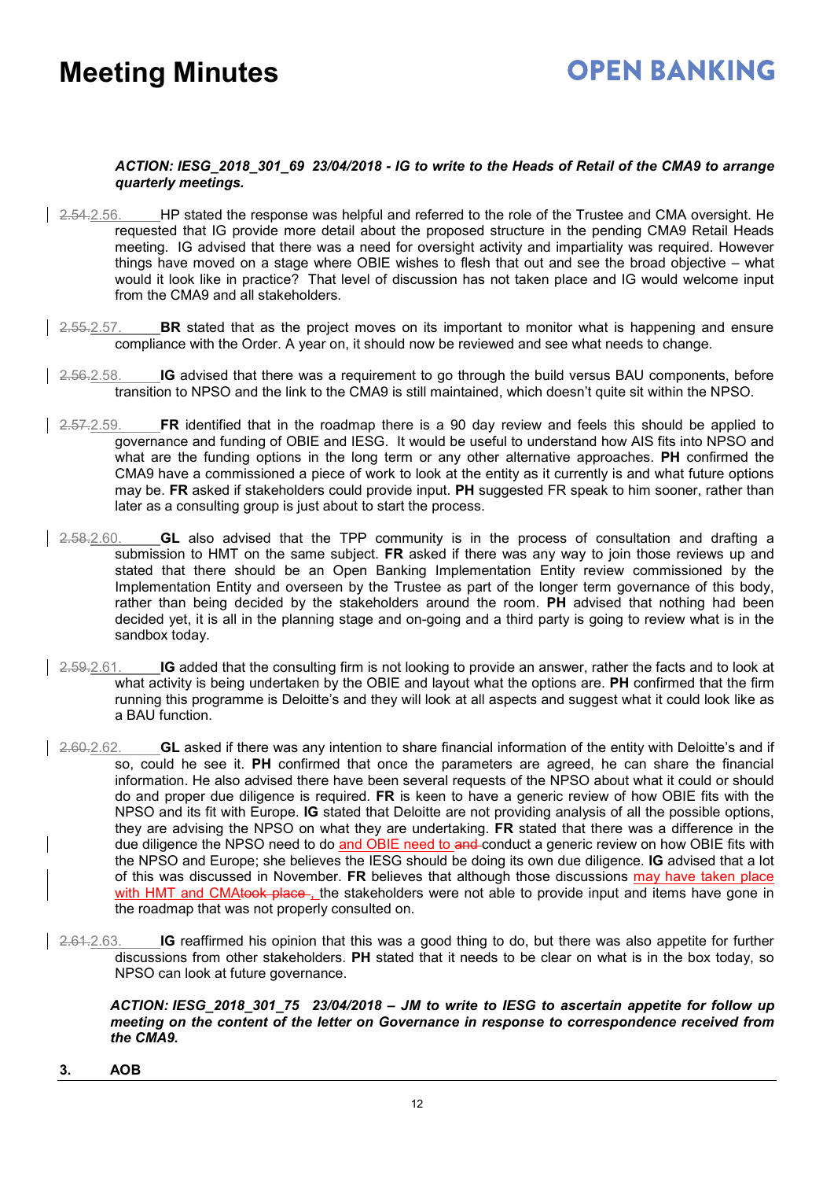***ACTION: IESG_2018_301_69 23/04/2018 - IG to write to the Heads of Retail of the CMA9 to arrange quarterly meetings.***

2.56. HP stated the response was helpful and referred to the role of the Trustee and CMA oversight. He requested that IG provide more detail about the proposed structure in the pending CMA9 Retail Heads meeting. IG advised that there was a need for oversight activity and impartiality was required. However things have moved on a stage where OBIE wishes to flesh that out and see the broad objective – what would it look like in practice? That level of discussion has not taken place and IG would welcome input from the CMA9 and all stakeholders.

2.57. **BR** stated that as the project moves on its important to monitor what is happening and ensure compliance with the Order. A year on, it should now be reviewed and see what needs to change.

2.58. **IG** advised that there was a requirement to go through the build versus BAU components, before transition to NPSO and the link to the CMA9 is still maintained, which doesn't quite sit within the NPSO.

2.59. **FR** identified that in the roadmap there is a 90 day review and feels this should be applied to governance and funding of OBIE and IESG. It would be useful to understand how AIS fits into NPSO and what are the funding options in the long term or any other alternative approaches. **PH** confirmed the CMA9 have a commissioned a piece of work to look at the entity as it currently is and what future options may be. **FR** asked if stakeholders could provide input. **PH** suggested FR speak to him sooner, rather than later as a consulting group is just about to start the process.

2.60. **GL** also advised that the TPP community is in the process of consultation and drafting a submission to HMT on the same subject. **FR** asked if there was any way to join those reviews up and stated that there should be an Open Banking Implementation Entity review commissioned by the Implementation Entity and overseen by the Trustee as part of the longer term governance of this body, rather than being decided by the stakeholders around the room. **PH** advised that nothing had been decided yet, it is all in the planning stage and on-going and a third party is going to review what is in the sandbox today.

2.61. **IG** added that the consulting firm is not looking to provide an answer, rather the facts and to look at what activity is being undertaken by the OBIE and layout what the options are. **PH** confirmed that the firm running this programme is Deloitte's and they will look at all aspects and suggest what it could look like as a BAU function.

2.62. **GL** asked if there was any intention to share financial information of the entity with Deloitte's and if so, could he see it. **PH** confirmed that once the parameters are agreed, he can share the financial information. He also advised there have been several requests of the NPSO about what it could or should do and proper due diligence is required. **FR** is keen to have a generic review of how OBIE fits with the NPSO and its fit with Europe. **IG** stated that Deloitte are not providing analysis of all the possible options, they are advising the NPSO on what they are undertaking. **FR** stated that there was a difference in the due diligence the NPSO need to do and OBIE need to conduct a generic review on how OBIE fits with the NPSO and Europe; she believes the IESG should be doing its own due diligence. **IG** advised that a lot of this was discussed in November. **FR** believes that although those discussions may have taken place with HMT and CMA, the stakeholders were not able to provide input and items have gone in the roadmap that was not properly consulted on.

2.63. **IG** reaffirmed his opinion that this was a good thing to do, but there was also appetite for further discussions from other stakeholders. **PH** stated that it needs to be clear on what is in the box today, so NPSO can look at future governance.

***ACTION: IESG_2018_301_75 23/04/2018 – JM to write to IESG to ascertain appetite for follow up meeting on the content of the letter on Governance in response to correspondence received from the CMA9.***

## 3. AOB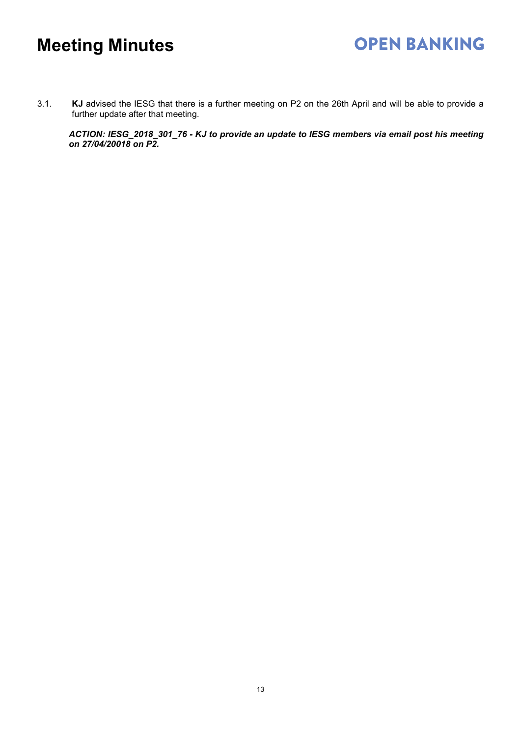3.1. **KJ** advised the IESG that there is a further meeting on P2 on the 26th April and will be able to provide a further update after that meeting.

***ACTION: IESG_2018_301_76 - KJ to provide an update to IESG members via email post his meeting on 27/04/20018 on P2.***